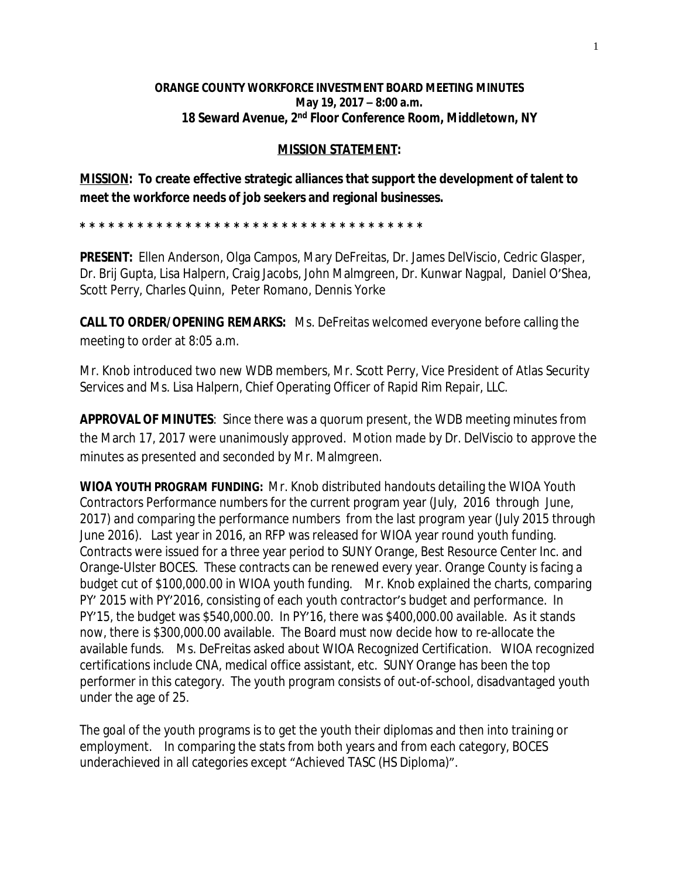**ORANGE COUNTY WORKFORCE INVESTMENT BOARD MEETING MINUTES**
**May 19, 2017 – 8:00 a.m.**
**18 Seward Avenue, 2nd Floor Conference Room, Middletown, NY**

**MISSION STATEMENT:**

**MISSION: To create effective strategic alliances that support the development of talent to meet the workforce needs of job seekers and regional businesses.**

* * * * * * * * * * * * * * * * * * * * * * * * * * * * * * * * * * * * *

**PRESENT:** Ellen Anderson, Olga Campos, Mary DeFreitas, Dr. James DelViscio, Cedric Glasper, Dr. Brij Gupta, Lisa Halpern, Craig Jacobs, John Malmgreen, Dr. Kunwar Nagpal, Daniel O'Shea, Scott Perry, Charles Quinn, Peter Romano, Dennis Yorke

**CALL TO ORDER/OPENING REMARKS:** Ms. DeFreitas welcomed everyone before calling the meeting to order at 8:05 a.m.

Mr. Knob introduced two new WDB members, Mr. Scott Perry, Vice President of Atlas Security Services and Ms. Lisa Halpern, Chief Operating Officer of Rapid Rim Repair, LLC.

**APPROVAL OF MINUTES**: Since there was a quorum present, the WDB meeting minutes from the March 17, 2017 were unanimously approved. Motion made by Dr. DelViscio to approve the minutes as presented and seconded by Mr. Malmgreen.

**WIOA YOUTH PROGRAM FUNDING:** Mr. Knob distributed handouts detailing the WIOA Youth Contractors Performance numbers for the current program year (July, 2016 through June, 2017) and comparing the performance numbers from the last program year (July 2015 through June 2016). Last year in 2016, an RFP was released for WIOA year round youth funding. Contracts were issued for a three year period to SUNY Orange, Best Resource Center Inc. and Orange-Ulster BOCES. These contracts can be renewed every year. Orange County is facing a budget cut of $100,000.00 in WIOA youth funding. Mr. Knob explained the charts, comparing PY' 2015 with PY'2016, consisting of each youth contractor's budget and performance. In PY'15, the budget was $540,000.00. In PY'16, there was $400,000.00 available. As it stands now, there is $300,000.00 available. The Board must now decide how to re-allocate the available funds. Ms. DeFreitas asked about WIOA Recognized Certification. WIOA recognized certifications include CNA, medical office assistant, etc. SUNY Orange has been the top performer in this category. The youth program consists of out-of-school, disadvantaged youth under the age of 25.

The goal of the youth programs is to get the youth their diplomas and then into training or employment. In comparing the stats from both years and from each category, BOCES underachieved in all categories except "Achieved TASC (HS Diploma)".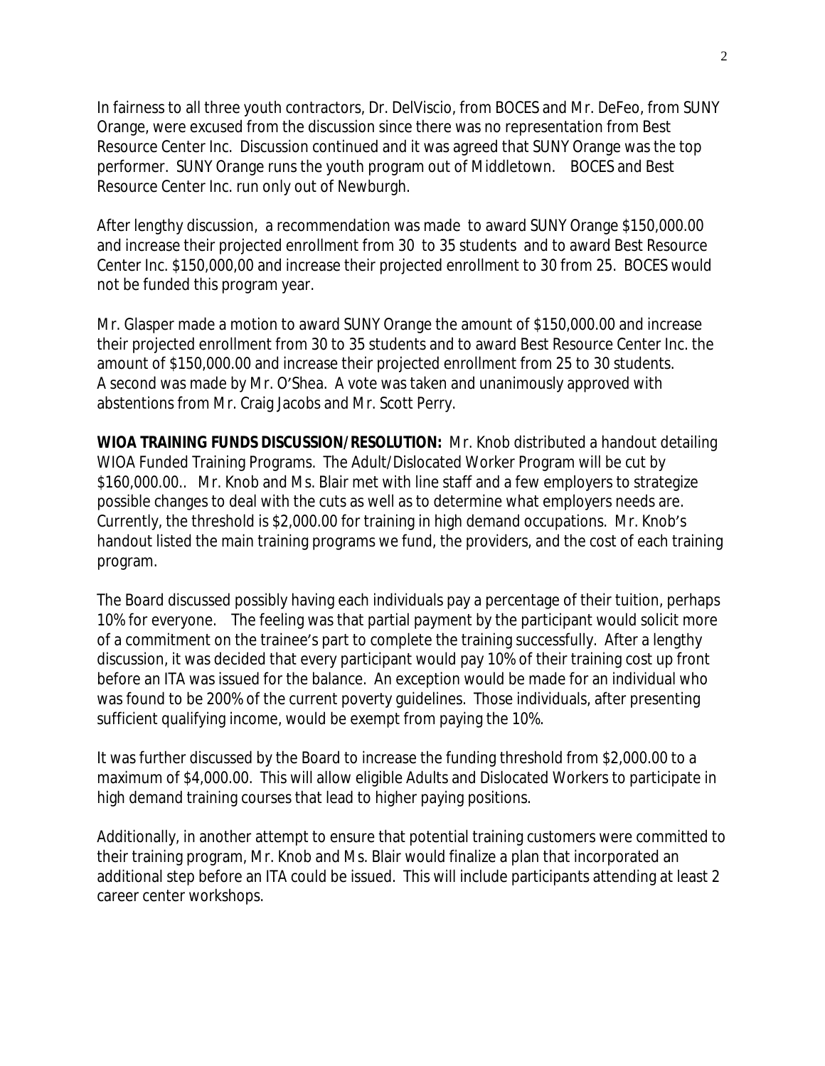In fairness to all three youth contractors, Dr. DelViscio, from BOCES and Mr. DeFeo, from SUNY Orange, were excused from the discussion since there was no representation from Best Resource Center Inc. Discussion continued and it was agreed that SUNY Orange was the top performer. SUNY Orange runs the youth program out of Middletown. BOCES and Best Resource Center Inc. run only out of Newburgh.

After lengthy discussion, a recommendation was made to award SUNY Orange $150,000.00 and increase their projected enrollment from 30 to 35 students and to award Best Resource Center Inc. $150,000,00 and increase their projected enrollment to 30 from 25. BOCES would not be funded this program year.

Mr. Glasper made a motion to award SUNY Orange the amount of $150,000.00 and increase their projected enrollment from 30 to 35 students and to award Best Resource Center Inc. the amount of $150,000.00 and increase their projected enrollment from 25 to 30 students. A second was made by Mr. O'Shea. A vote was taken and unanimously approved with abstentions from Mr. Craig Jacobs and Mr. Scott Perry.

**WIOA TRAINING FUNDS DISCUSSION/RESOLUTION:** Mr. Knob distributed a handout detailing WIOA Funded Training Programs. The Adult/Dislocated Worker Program will be cut by $160,000.00.. Mr. Knob and Ms. Blair met with line staff and a few employers to strategize possible changes to deal with the cuts as well as to determine what employers needs are. Currently, the threshold is $2,000.00 for training in high demand occupations. Mr. Knob's handout listed the main training programs we fund, the providers, and the cost of each training program.

The Board discussed possibly having each individuals pay a percentage of their tuition, perhaps 10% for everyone. The feeling was that partial payment by the participant would solicit more of a commitment on the trainee's part to complete the training successfully. After a lengthy discussion, it was decided that every participant would pay 10% of their training cost up front before an ITA was issued for the balance. An exception would be made for an individual who was found to be 200% of the current poverty guidelines. Those individuals, after presenting sufficient qualifying income, would be exempt from paying the 10%.

It was further discussed by the Board to increase the funding threshold from $2,000.00 to a maximum of $4,000.00. This will allow eligible Adults and Dislocated Workers to participate in high demand training courses that lead to higher paying positions.

Additionally, in another attempt to ensure that potential training customers were committed to their training program, Mr. Knob and Ms. Blair would finalize a plan that incorporated an additional step before an ITA could be issued. This will include participants attending at least 2 career center workshops.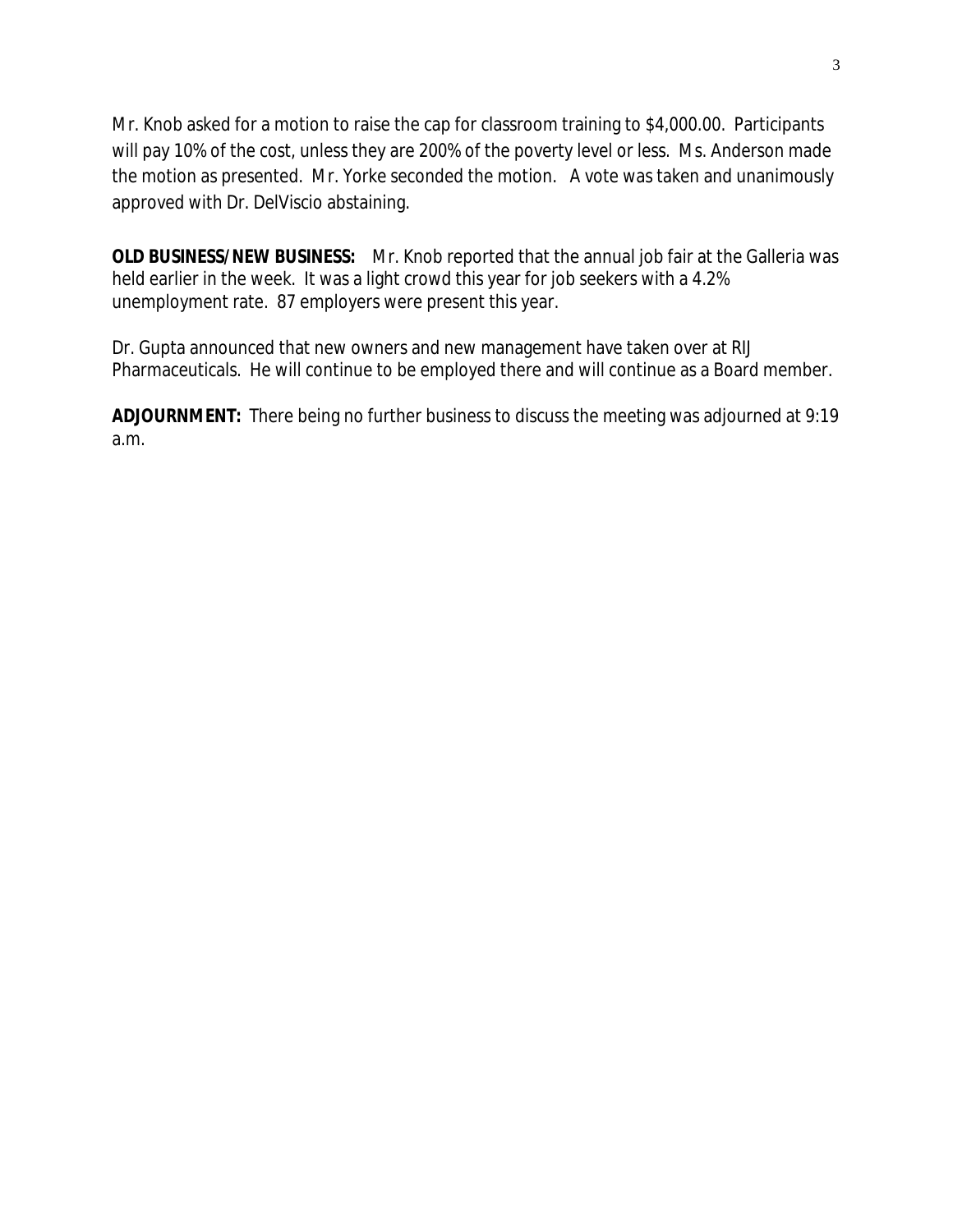Mr. Knob asked for a motion to raise the cap for classroom training to $4,000.00. Participants will pay 10% of the cost, unless they are 200% of the poverty level or less. Ms. Anderson made the motion as presented. Mr. Yorke seconded the motion. A vote was taken and unanimously approved with Dr. DelViscio abstaining.

**OLD BUSINESS/NEW BUSINESS:** Mr. Knob reported that the annual job fair at the Galleria was held earlier in the week. It was a light crowd this year for job seekers with a 4.2% unemployment rate. 87 employers were present this year.

Dr. Gupta announced that new owners and new management have taken over at RIJ Pharmaceuticals. He will continue to be employed there and will continue as a Board member.

**ADJOURNMENT:** There being no further business to discuss the meeting was adjourned at 9:19 a.m.